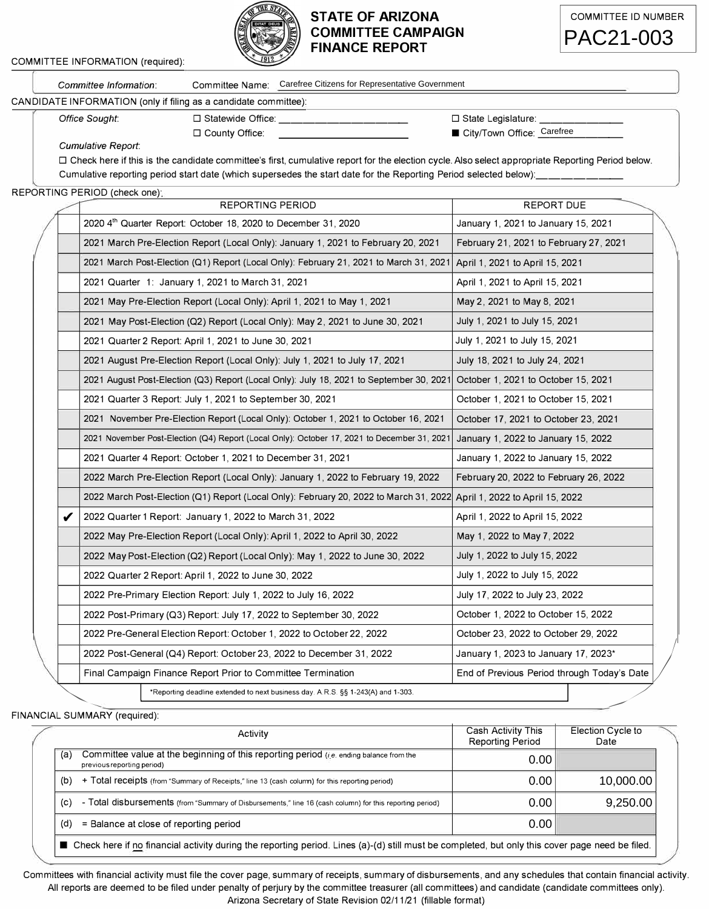# STATE OF ARIZONA COMMITTEE CAMPAIGN FINANCE REPORT

COMMITTEE ID NUMBER
**PAC21-003**

COMMITTEE INFORMATION (required):

*Committee Information*: Committee Name: Carefree Citizens for Representative Government

CANDIDATE INFORMATION (only if filing as a candidate committee):

*Office Sought*:
- ☐ Statewide Office: ____________
- ☐ County Office: ____________
- ☐ State Legislature: ____________
- ■ City/Town Office: Carefree

*Cumulative Report*:

☐ Check here if this is the candidate committee's first, cumulative report for the election cycle. Also select appropriate Reporting Period below.
Cumulative reporting period start date (which supersedes the start date for the Reporting Period selected below): ____________

REPORTING PERIOD (check one):

| | REPORTING PERIOD | REPORT DUE |
|---|---|---|
| | 2020 4th Quarter Report: October 18, 2020 to December 31, 2020 | January 1, 2021 to January 15, 2021 |
| | 2021 March Pre-Election Report (Local Only): January 1, 2021 to February 20, 2021 | February 21, 2021 to February 27, 2021 |
| | 2021 March Post-Election (Q1) Report (Local Only): February 21, 2021 to March 31, 2021 | April 1, 2021 to April 15, 2021 |
| | 2021 Quarter 1: January 1, 2021 to March 31, 2021 | April 1, 2021 to April 15, 2021 |
| | 2021 May Pre-Election Report (Local Only): April 1, 2021 to May 1, 2021 | May 2, 2021 to May 8, 2021 |
| | 2021 May Post-Election (Q2) Report (Local Only): May 2, 2021 to June 30, 2021 | July 1, 2021 to July 15, 2021 |
| | 2021 Quarter 2 Report: April 1, 2021 to June 30, 2021 | July 1, 2021 to July 15, 2021 |
| | 2021 August Pre-Election Report (Local Only): July 1, 2021 to July 17, 2021 | July 18, 2021 to July 24, 2021 |
| | 2021 August Post-Election (Q3) Report (Local Only): July 18, 2021 to September 30, 2021 | October 1, 2021 to October 15, 2021 |
| | 2021 Quarter 3 Report: July 1, 2021 to September 30, 2021 | October 1, 2021 to October 15, 2021 |
| | 2021 November Pre-Election Report (Local Only): October 1, 2021 to October 16, 2021 | October 17, 2021 to October 23, 2021 |
| | 2021 November Post-Election (Q4) Report (Local Only): October 17, 2021 to December 31, 2021 | January 1, 2022 to January 15, 2022 |
| | 2021 Quarter 4 Report: October 1, 2021 to December 31, 2021 | January 1, 2022 to January 15, 2022 |
| | 2022 March Pre-Election Report (Local Only): January 1, 2022 to February 19, 2022 | February 20, 2022 to February 26, 2022 |
| | 2022 March Post-Election (Q1) Report (Local Only): February 20, 2022 to March 31, 2022 | April 1, 2022 to April 15, 2022 |
| ✔ | 2022 Quarter 1 Report: January 1, 2022 to March 31, 2022 | April 1, 2022 to April 15, 2022 |
| | 2022 May Pre-Election Report (Local Only): April 1, 2022 to April 30, 2022 | May 1, 2022 to May 7, 2022 |
| | 2022 May Post-Election (Q2) Report (Local Only): May 1, 2022 to June 30, 2022 | July 1, 2022 to July 15, 2022 |
| | 2022 Quarter 2 Report: April 1, 2022 to June 30, 2022 | July 1, 2022 to July 15, 2022 |
| | 2022 Pre-Primary Election Report: July 1, 2022 to July 16, 2022 | July 17, 2022 to July 23, 2022 |
| | 2022 Post-Primary (Q3) Report: July 17, 2022 to September 30, 2022 | October 1, 2022 to October 15, 2022 |
| | 2022 Pre-General Election Report: October 1, 2022 to October 22, 2022 | October 23, 2022 to October 29, 2022 |
| | 2022 Post-General (Q4) Report: October 23, 2022 to December 31, 2022 | January 1, 2023 to January 17, 2023* |
| | Final Campaign Finance Report Prior to Committee Termination | End of Previous Period through Today's Date |

*Reporting deadline extended to next business day. A.R.S. §§ 1-243(A) and 1-303.

FINANCIAL SUMMARY (required):

| | Activity | Cash Activity This Reporting Period | Election Cycle to Date |
|---|---|---|---|
| (a) | Committee value at the beginning of this reporting period (*i.e.* ending balance from the previous reporting period) | 0.00 | |
| (b) | + Total receipts (from "Summary of Receipts," line 13 (cash column) for this reporting period) | 0.00 | 10,000.00 |
| (c) | - Total disbursements (from "Summary of Disbursements," line 16 (cash column) for this reporting period) | 0.00 | 9,250.00 |
| (d) | = Balance at close of reporting period | 0.00 | |

■ Check here if no financial activity during the reporting period. Lines (a)-(d) still must be completed, but only this cover page need be filed.

Committees with financial activity must file the cover page, summary of receipts, summary of disbursements, and any schedules that contain financial activity. All reports are deemed to be filed under penalty of perjury by the committee treasurer (all committees) and candidate (candidate committees only).

Arizona Secretary of State Revision 02/11/21 (fillable format)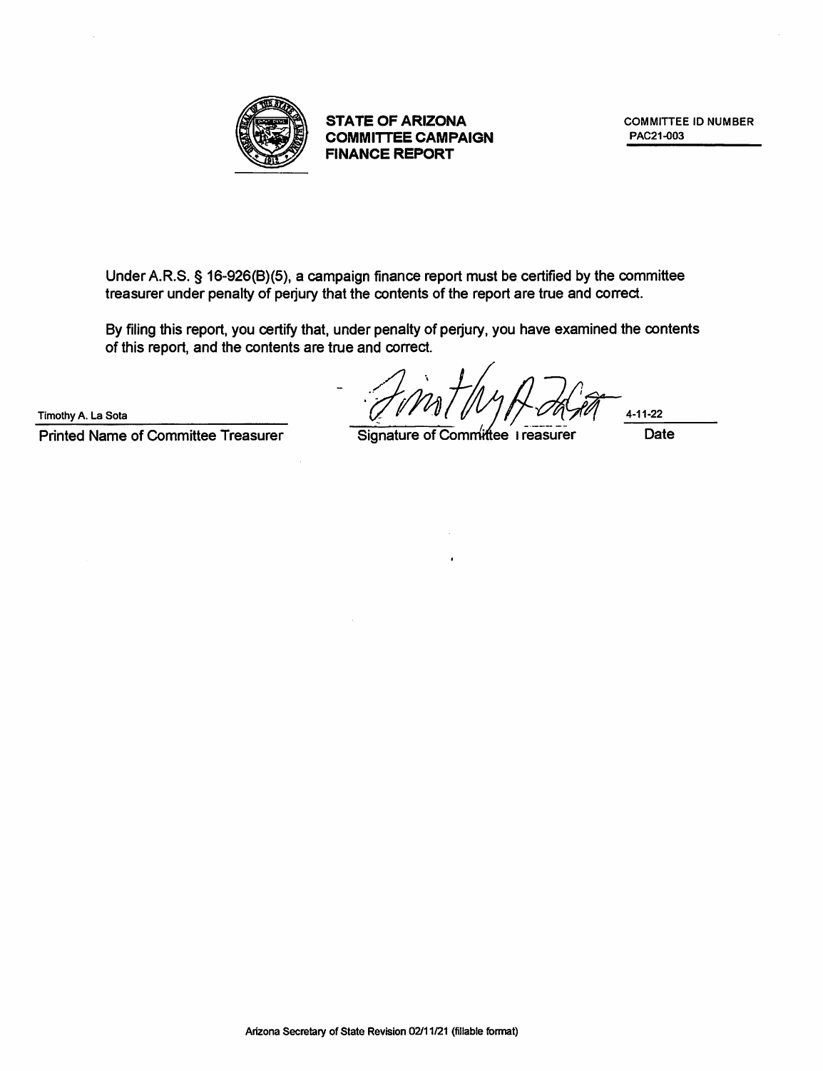**STATE OF ARIZONA**
**COMMITTEE CAMPAIGN**
**FINANCE REPORT**

COMMITTEE ID NUMBER
PAC21-003

Under A.R.S. § 16-926(B)(5), a campaign finance report must be certified by the committee treasurer under penalty of perjury that the contents of the report are true and correct.

By filing this report, you certify that, under penalty of perjury, you have examined the contents of this report, and the contents are true and correct.

| | | |
|---|---|---|
| Timothy A. La Sota | Timothy A. La Sota | 4-11-22 |
| Printed Name of Committee Treasurer | Signature of Committee Treasurer | Date |

Arizona Secretary of State Revision 02/11/21 (fillable format)